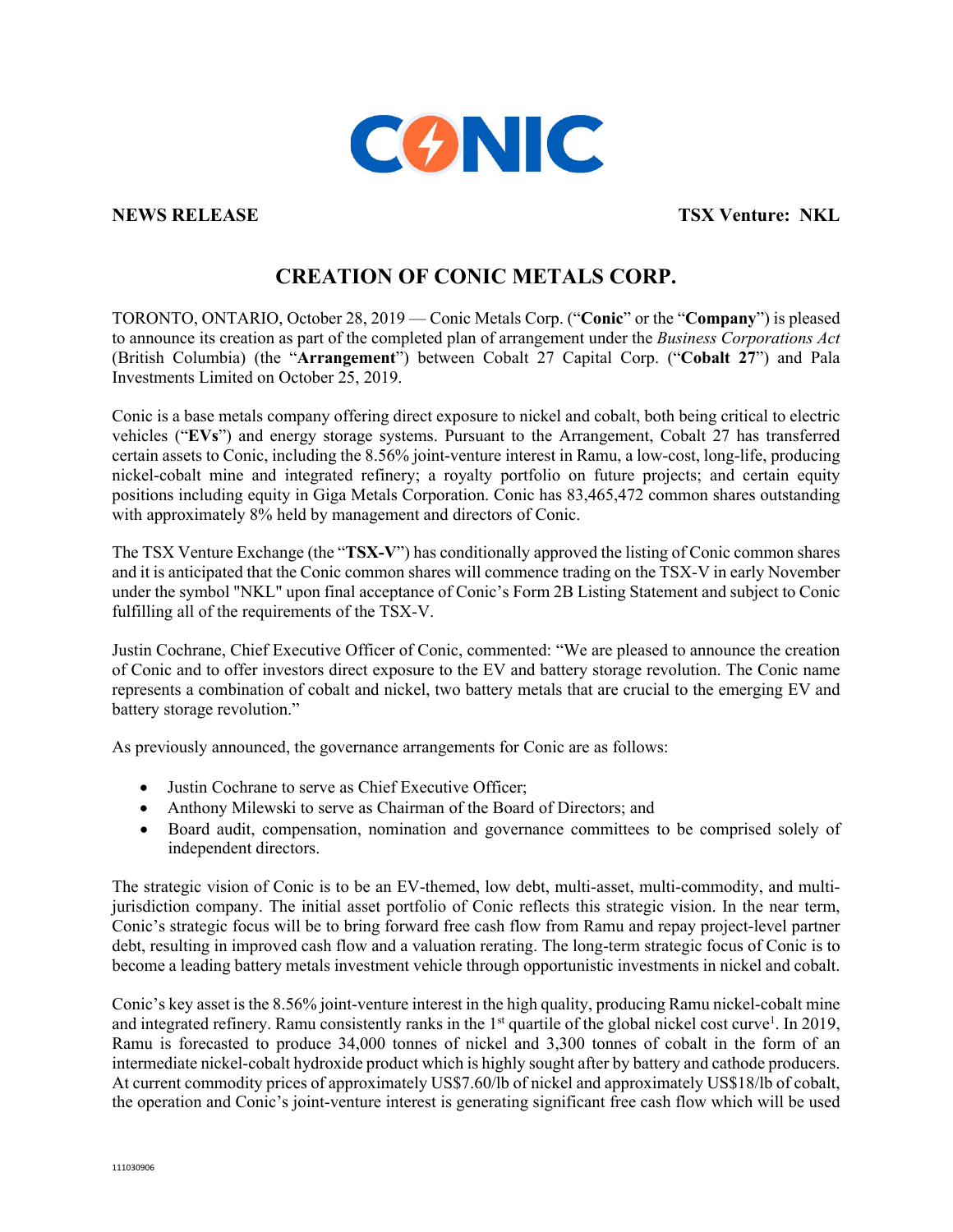CONIC

**NEWS RELEASE** **TSX Venture: NKL**

# CREATION OF CONIC METALS CORP.

TORONTO, ONTARIO, October 28, 2019 — Conic Metals Corp. ("**Conic**" or the "**Company**") is pleased to announce its creation as part of the completed plan of arrangement under the *Business Corporations Act* (British Columbia) (the "**Arrangement**") between Cobalt 27 Capital Corp. ("**Cobalt 27**") and Pala Investments Limited on October 25, 2019.

Conic is a base metals company offering direct exposure to nickel and cobalt, both being critical to electric vehicles ("**EVs**") and energy storage systems. Pursuant to the Arrangement, Cobalt 27 has transferred certain assets to Conic, including the 8.56% joint-venture interest in Ramu, a low-cost, long-life, producing nickel-cobalt mine and integrated refinery; a royalty portfolio on future projects; and certain equity positions including equity in Giga Metals Corporation. Conic has 83,465,472 common shares outstanding with approximately 8% held by management and directors of Conic.

The TSX Venture Exchange (the "**TSX-V**") has conditionally approved the listing of Conic common shares and it is anticipated that the Conic common shares will commence trading on the TSX-V in early November under the symbol "NKL" upon final acceptance of Conic's Form 2B Listing Statement and subject to Conic fulfilling all of the requirements of the TSX-V.

Justin Cochrane, Chief Executive Officer of Conic, commented: "We are pleased to announce the creation of Conic and to offer investors direct exposure to the EV and battery storage revolution. The Conic name represents a combination of cobalt and nickel, two battery metals that are crucial to the emerging EV and battery storage revolution."

As previously announced, the governance arrangements for Conic are as follows:

- Justin Cochrane to serve as Chief Executive Officer;
- Anthony Milewski to serve as Chairman of the Board of Directors; and
- Board audit, compensation, nomination and governance committees to be comprised solely of independent directors.

The strategic vision of Conic is to be an EV-themed, low debt, multi-asset, multi-commodity, and multi-jurisdiction company. The initial asset portfolio of Conic reflects this strategic vision. In the near term, Conic's strategic focus will be to bring forward free cash flow from Ramu and repay project-level partner debt, resulting in improved cash flow and a valuation rerating. The long-term strategic focus of Conic is to become a leading battery metals investment vehicle through opportunistic investments in nickel and cobalt.

Conic's key asset is the 8.56% joint-venture interest in the high quality, producing Ramu nickel-cobalt mine and integrated refinery. Ramu consistently ranks in the 1st quartile of the global nickel cost curve[1]. In 2019, Ramu is forecasted to produce 34,000 tonnes of nickel and 3,300 tonnes of cobalt in the form of an intermediate nickel-cobalt hydroxide product which is highly sought after by battery and cathode producers. At current commodity prices of approximately US$7.60/lb of nickel and approximately US$18/lb of cobalt, the operation and Conic's joint-venture interest is generating significant free cash flow which will be used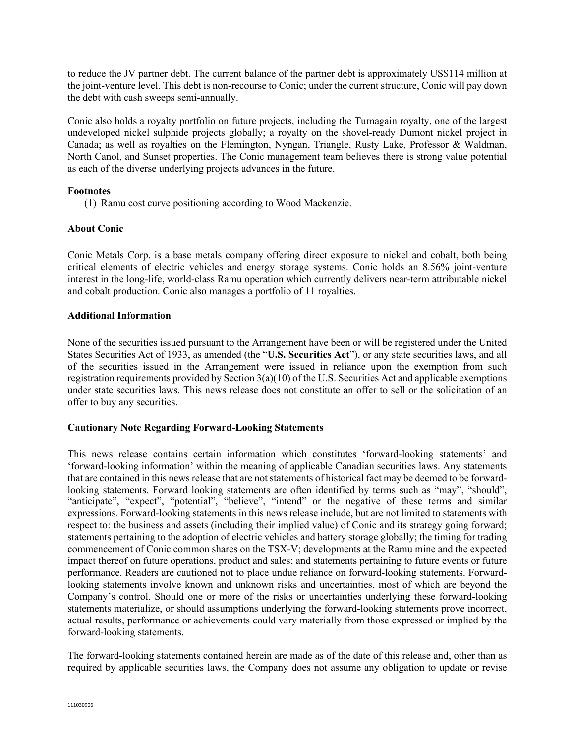to reduce the JV partner debt. The current balance of the partner debt is approximately US$114 million at the joint-venture level. This debt is non-recourse to Conic; under the current structure, Conic will pay down the debt with cash sweeps semi-annually.

Conic also holds a royalty portfolio on future projects, including the Turnagain royalty, one of the largest undeveloped nickel sulphide projects globally; a royalty on the shovel-ready Dumont nickel project in Canada; as well as royalties on the Flemington, Nyngan, Triangle, Rusty Lake, Professor & Waldman, North Canol, and Sunset properties. The Conic management team believes there is strong value potential as each of the diverse underlying projects advances in the future.

**Footnotes**

(1) Ramu cost curve positioning according to Wood Mackenzie.

**About Conic**

Conic Metals Corp. is a base metals company offering direct exposure to nickel and cobalt, both being critical elements of electric vehicles and energy storage systems. Conic holds an 8.56% joint-venture interest in the long-life, world-class Ramu operation which currently delivers near-term attributable nickel and cobalt production. Conic also manages a portfolio of 11 royalties.

**Additional Information**

None of the securities issued pursuant to the Arrangement have been or will be registered under the United States Securities Act of 1933, as amended (the "**U.S. Securities Act**"), or any state securities laws, and all of the securities issued in the Arrangement were issued in reliance upon the exemption from such registration requirements provided by Section 3(a)(10) of the U.S. Securities Act and applicable exemptions under state securities laws. This news release does not constitute an offer to sell or the solicitation of an offer to buy any securities.

**Cautionary Note Regarding Forward-Looking Statements**

This news release contains certain information which constitutes 'forward-looking statements' and 'forward-looking information' within the meaning of applicable Canadian securities laws. Any statements that are contained in this news release that are not statements of historical fact may be deemed to be forward-looking statements. Forward looking statements are often identified by terms such as "may", "should", "anticipate", "expect", "potential", "believe", "intend" or the negative of these terms and similar expressions. Forward-looking statements in this news release include, but are not limited to statements with respect to: the business and assets (including their implied value) of Conic and its strategy going forward; statements pertaining to the adoption of electric vehicles and battery storage globally; the timing for trading commencement of Conic common shares on the TSX-V; developments at the Ramu mine and the expected impact thereof on future operations, product and sales; and statements pertaining to future events or future performance. Readers are cautioned not to place undue reliance on forward-looking statements. Forward-looking statements involve known and unknown risks and uncertainties, most of which are beyond the Company's control. Should one or more of the risks or uncertainties underlying these forward-looking statements materialize, or should assumptions underlying the forward-looking statements prove incorrect, actual results, performance or achievements could vary materially from those expressed or implied by the forward-looking statements.

The forward-looking statements contained herein are made as of the date of this release and, other than as required by applicable securities laws, the Company does not assume any obligation to update or revise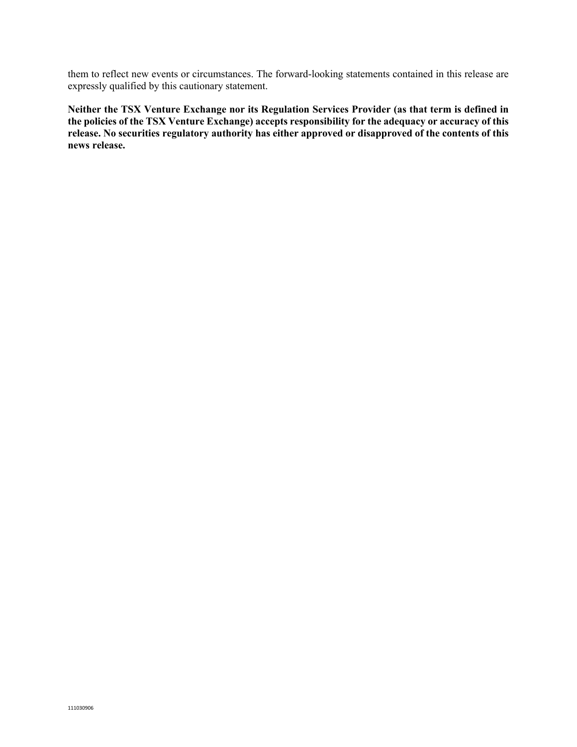them to reflect new events or circumstances. The forward-looking statements contained in this release are expressly qualified by this cautionary statement.

**Neither the TSX Venture Exchange nor its Regulation Services Provider (as that term is defined in the policies of the TSX Venture Exchange) accepts responsibility for the adequacy or accuracy of this release. No securities regulatory authority has either approved or disapproved of the contents of this news release.**

111030906